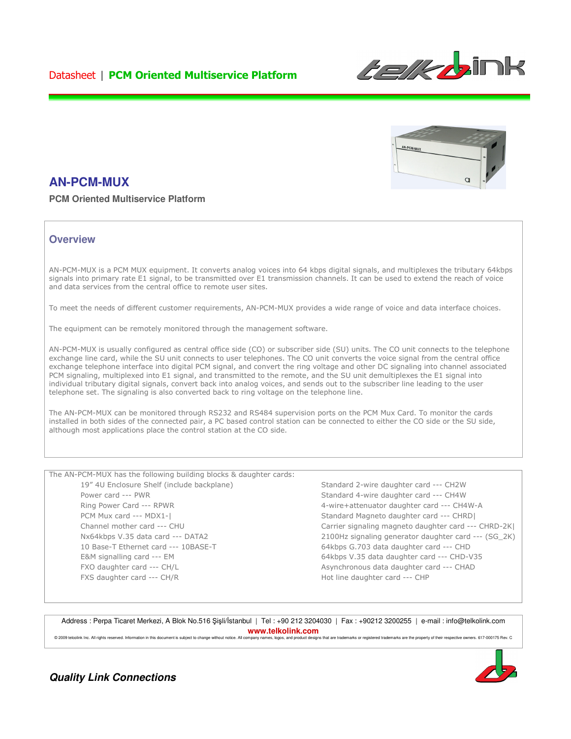Datasheet | **PCM Oriented Multiservice Platform**

# AN-PCM-MUX

**PCM Oriented Multiservice Platform**

## Overview

AN-PCM-MUX is a PCM MUX equipment. It converts analog voices into 64 kbps digital signals, and multiplexes the tributary 64kbps signals into primary rate E1 signal, to be transmitted over E1 transmission channels. It can be used to extend the reach of voice and data services from the central office to remote user sites.

To meet the needs of different customer requirements, AN-PCM-MUX provides a wide range of voice and data interface choices.

The equipment can be remotely monitored through the management software.

AN-PCM-MUX is usually configured as central office side (CO) or subscriber side (SU) units. The CO unit connects to the telephone exchange line card, while the SU unit connects to user telephones. The CO unit converts the voice signal from the central office exchange telephone interface into digital PCM signal, and convert the ring voltage and other DC signaling into channel associated PCM signaling, multiplexed into E1 signal, and transmitted to the remote, and the SU unit demultiplexes the E1 signal into individual tributary digital signals, convert back into analog voices, and sends out to the subscriber line leading to the user telephone set. The signaling is also converted back to ring voltage on the telephone line.

The AN-PCM-MUX can be monitored through RS232 and RS484 supervision ports on the PCM Mux Card. To monitor the cards installed in both sides of the connected pair, a PC based control station can be connected to either the CO side or the SU side, although most applications place the control station at the CO side.

The AN-PCM-MUX has the following building blocks & daughter cards:

- 19” 4U Enclosure Shelf (include backplane)
- Power card --- PWR
- Ring Power Card --- RPWR
- PCM Mux card --- MDX1-|
- Channel mother card --- CHU
- Nx64kbps V.35 data card --- DATA2
- 10 Base-T Ethernet card --- 10BASE-T
- E&M signalling card --- EM
- FXO daughter card --- CH/L
- FXS daughter card --- CH/R
- Standard 2-wire daughter card --- CH2W
- Standard 4-wire daughter card --- CH4W
- 4-wire+attenuator daughter card --- CH4W-A
- Standard Magneto daughter card --- CHRD|
- Carrier signaling magneto daughter card --- CHRD-2K|
- 2100Hz signaling generator daughter card --- (SG_2K)
- 64kbps G.703 data daughter card --- CHD
- 64kbps V.35 data daughter card --- CHD-V35
- Asynchronous data daughter card --- CHAD
- Hot line daughter card --- CHP

Address : Perpa Ticaret Merkezi, A Blok No.516 Şişli/İstanbul | Tel : +90 212 3204030 | Fax : +90212 3200255 | e-mail : info@telkolink.com

**www.telkolink.com**

© 2009 telcolink Inc. All rights reserved. Information in this document is subject to change without notice. All company names, logos, and product designs that are trademarks or registered trademarks are the property of their respective owners. 617-000175 Rev. C

***Quality Link Connections***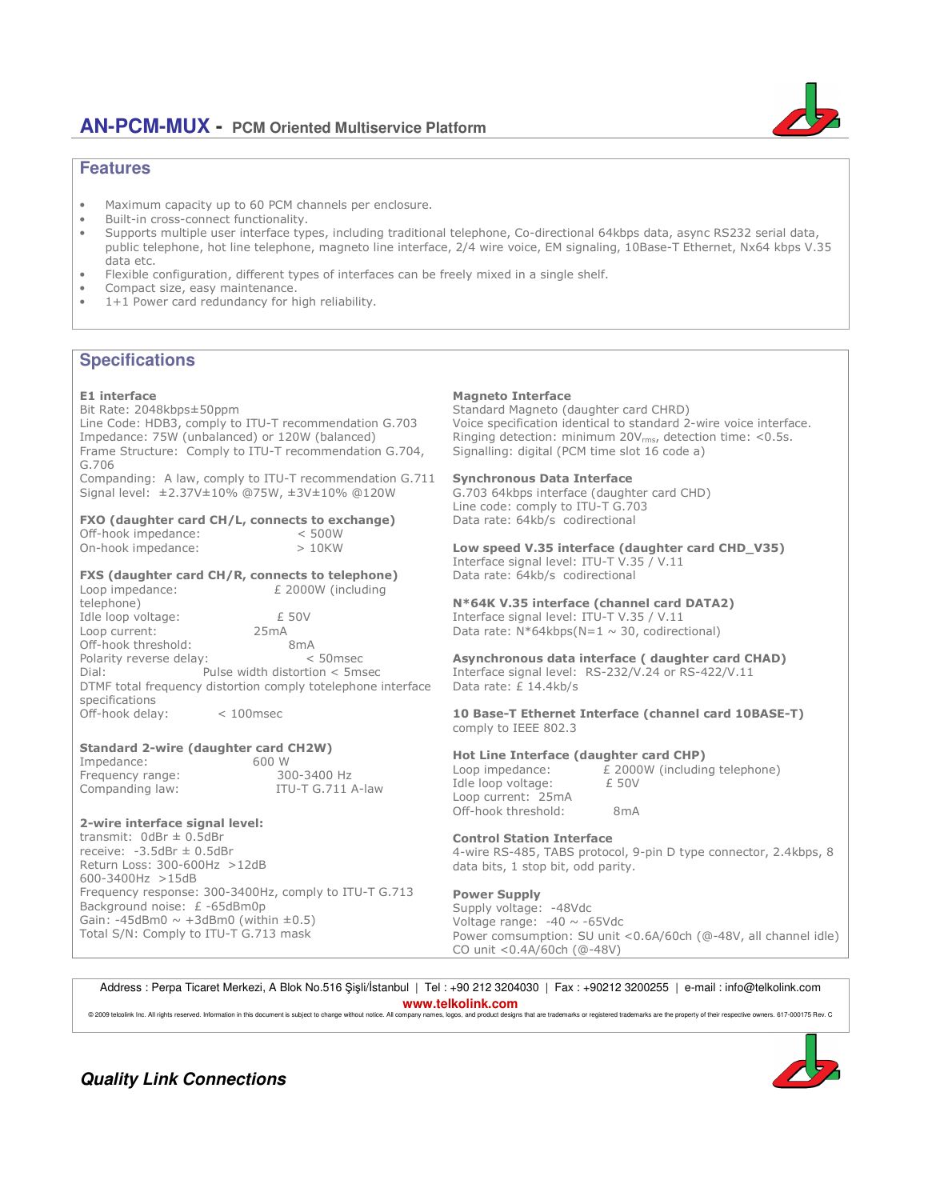# AN-PCM-MUX - PCM Oriented Multiservice Platform

## Features

- Maximum capacity up to 60 PCM channels per enclosure.
- Built-in cross-connect functionality.
- Supports multiple user interface types, including traditional telephone, Co-directional 64kbps data, async RS232 serial data, public telephone, hot line telephone, magneto line interface, 2/4 wire voice, EM signaling, 10Base-T Ethernet, Nx64 kbps V.35 data etc.
- Flexible configuration, different types of interfaces can be freely mixed in a single shelf.
- Compact size, easy maintenance.
- 1+1 Power card redundancy for high reliability.

## Specifications

**E1 interface**
Bit Rate: 2048kbps±50ppm
Line Code: HDB3, comply to ITU-T recommendation G.703
Impedance: 75W (unbalanced) or 120W (balanced)
Frame Structure: Comply to ITU-T recommendation G.704, G.706
Companding: A law, comply to ITU-T recommendation G.711
Signal level: ±2.37V±10% @75W, ±3V±10% @120W

**FXO (daughter card CH/L, connects to exchange)**
Off-hook impedance: < 500W
On-hook impedance: > 10KW

**FXS (daughter card CH/R, connects to telephone)**
Loop impedance: £ 2000W (including telephone)
Idle loop voltage: £ 50V
Loop current: 25mA
Off-hook threshold: 8mA
Polarity reverse delay: < 50msec
Dial: Pulse width distortion < 5msec
DTMF total frequency distortion comply totelephone interface specifications
Off-hook delay: < 100msec

**Standard 2-wire (daughter card CH2W)**
Impedance: 600 W
Frequency range: 300-3400 Hz
Companding law: ITU-T G.711 A-law

**2-wire interface signal level:**
transmit: 0dBr ± 0.5dBr
receive: -3.5dBr ± 0.5dBr
Return Loss: 300-600Hz >12dB
600-3400Hz >15dB
Frequency response: 300-3400Hz, comply to ITU-T G.713
Background noise: £ -65dBm0p
Gain: -45dBm0 ~ +3dBm0 (within ±0.5)
Total S/N: Comply to ITU-T G.713 mask

**Magneto Interface**
Standard Magneto (daughter card CHRD)
Voice specification identical to standard 2-wire voice interface.
Ringing detection: minimum $20V_{rms}$, detection time: <0.5s.
Signalling: digital (PCM time slot 16 code a)

**Synchronous Data Interface**
G.703 64kbps interface (daughter card CHD)
Line code: comply to ITU-T G.703
Data rate: 64kb/s codirectional

**Low speed V.35 interface (daughter card CHD_V35)**
Interface signal level: ITU-T V.35 / V.11
Data rate: 64kb/s codirectional

**N*64K V.35 interface (channel card DATA2)**
Interface signal level: ITU-T V.35 / V.11
Data rate: N*64kbps(N=1 ~ 30, codirectional)

**Asynchronous data interface ( daughter card CHAD)**
Interface signal level: RS-232/V.24 or RS-422/V.11
Data rate: £ 14.4kb/s

**10 Base-T Ethernet Interface (channel card 10BASE-T)**
comply to IEEE 802.3

**Hot Line Interface (daughter card CHP)**
Loop impedance: £ 2000W (including telephone)
Idle loop voltage: £ 50V
Loop current: 25mA
Off-hook threshold: 8mA

**Control Station Interface**
4-wire RS-485, TABS protocol, 9-pin D type connector, 2.4kbps, 8 data bits, 1 stop bit, odd parity.

**Power Supply**
Supply voltage: -48Vdc
Voltage range: -40 ~ -65Vdc
Power comsumption: SU unit <0.6A/60ch (@-48V, all channel idle)
CO unit <0.4A/60ch (@-48V)

Address : Perpa Ticaret Merkezi, A Blok No.516 Şişli/İstanbul | Tel : +90 212 3204030 | Fax : +90212 3200255 | e-mail : info@telkolink.com
www.telkolink.com

© 2009 telcolink Inc. All rights reserved. Information in this document is subject to change without notice. All company names, logos, and product designs that are trademarks or registered trademarks are the property of their respective owners. 617-000175 Rev. C

*Quality Link Connections*